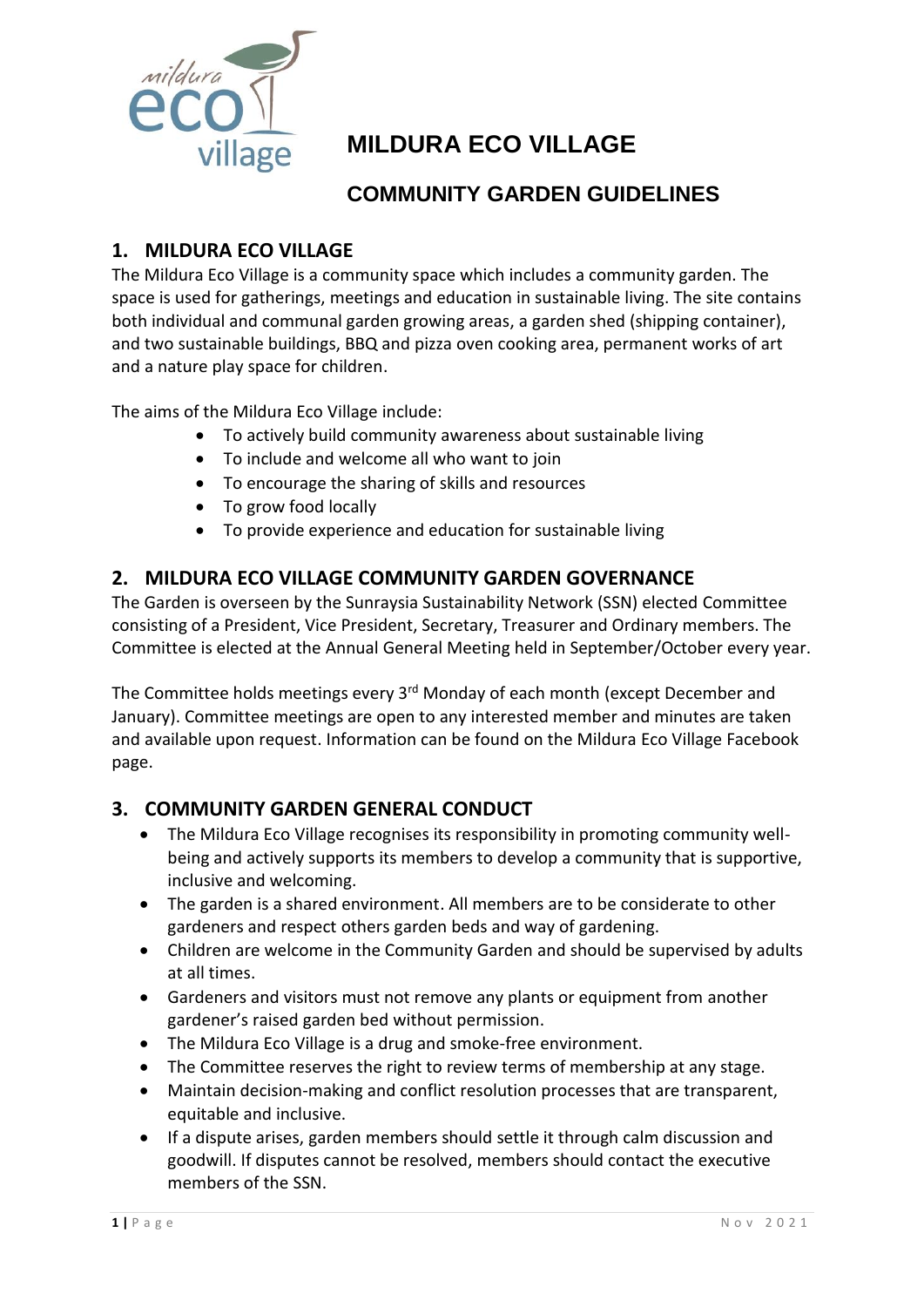# MILDURA ECO VILLAGE

## COMMUNITY GARDEN GUIDELINES

### 1. MILDURA ECO VILLAGE

The Mildura Eco Village is a community space which includes a community garden. The space is used for gatherings, meetings and education in sustainable living. The site contains both individual and communal garden growing areas, a garden shed (shipping container), and two sustainable buildings, BBQ and pizza oven cooking area, permanent works of art and a nature play space for children.

The aims of the Mildura Eco Village include:

- To actively build community awareness about sustainable living
- To include and welcome all who want to join
- To encourage the sharing of skills and resources
- To grow food locally
- To provide experience and education for sustainable living

### 2. MILDURA ECO VILLAGE COMMUNITY GARDEN GOVERNANCE

The Garden is overseen by the Sunraysia Sustainability Network (SSN) elected Committee consisting of a President, Vice President, Secretary, Treasurer and Ordinary members. The Committee is elected at the Annual General Meeting held in September/October every year.

The Committee holds meetings every 3rd Monday of each month (except December and January). Committee meetings are open to any interested member and minutes are taken and available upon request. Information can be found on the Mildura Eco Village Facebook page.

### 3. COMMUNITY GARDEN GENERAL CONDUCT

- The Mildura Eco Village recognises its responsibility in promoting community well-being and actively supports its members to develop a community that is supportive, inclusive and welcoming.
- The garden is a shared environment. All members are to be considerate to other gardeners and respect others garden beds and way of gardening.
- Children are welcome in the Community Garden and should be supervised by adults at all times.
- Gardeners and visitors must not remove any plants or equipment from another gardener's raised garden bed without permission.
- The Mildura Eco Village is a drug and smoke-free environment.
- The Committee reserves the right to review terms of membership at any stage.
- Maintain decision-making and conflict resolution processes that are transparent, equitable and inclusive.
- If a dispute arises, garden members should settle it through calm discussion and goodwill. If disputes cannot be resolved, members should contact the executive members of the SSN.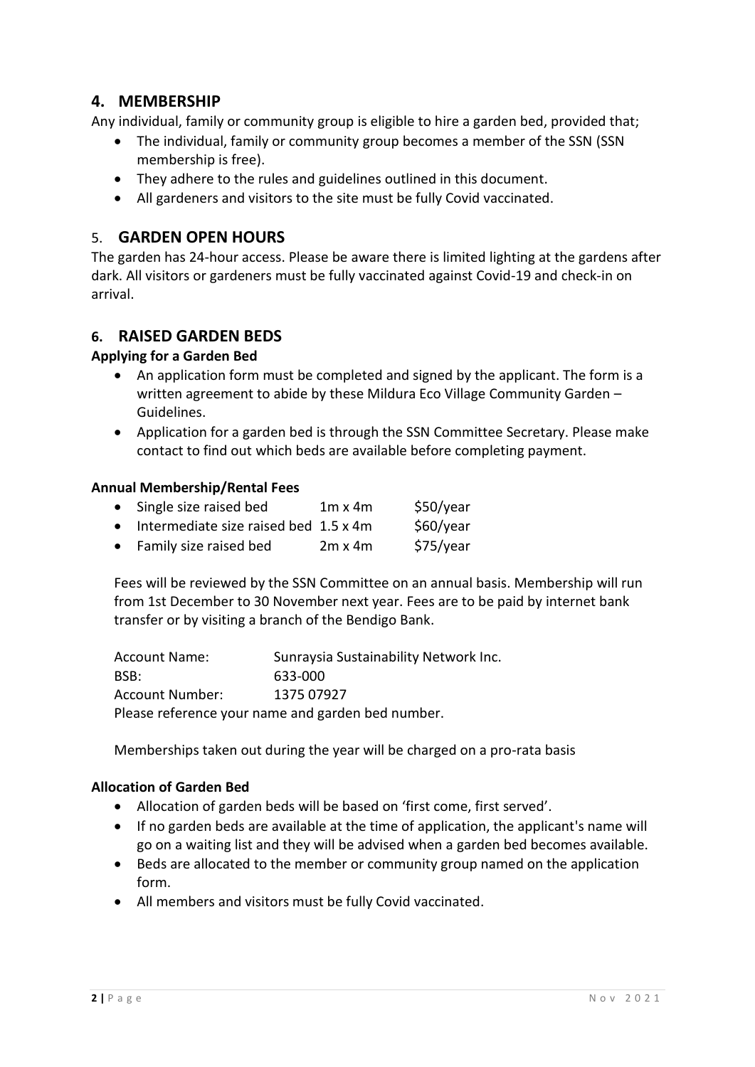## 4. MEMBERSHIP

Any individual, family or community group is eligible to hire a garden bed, provided that;

- The individual, family or community group becomes a member of the SSN (SSN membership is free).
- They adhere to the rules and guidelines outlined in this document.
- All gardeners and visitors to the site must be fully Covid vaccinated.

## 5. GARDEN OPEN HOURS

The garden has 24-hour access. Please be aware there is limited lighting at the gardens after dark. All visitors or gardeners must be fully vaccinated against Covid-19 and check-in on arrival.

## 6. RAISED GARDEN BEDS

**Applying for a Garden Bed**

- An application form must be completed and signed by the applicant. The form is a written agreement to abide by these Mildura Eco Village Community Garden – Guidelines.
- Application for a garden bed is through the SSN Committee Secretary. Please make contact to find out which beds are available before completing payment.

**Annual Membership/Rental Fees**

- Single size raised bed 1m x 4m $50/year
- Intermediate size raised bed 1.5 x 4m $60/year
- Family size raised bed 2m x 4m $75/year

Fees will be reviewed by the SSN Committee on an annual basis. Membership will run from 1st December to 30 November next year. Fees are to be paid by internet bank transfer or by visiting a branch of the Bendigo Bank.

| Account Name: | Sunraysia Sustainability Network Inc. |
|---|---|
| BSB: | 633-000 |
| Account Number: | 1375 07927 |

Please reference your name and garden bed number.

Memberships taken out during the year will be charged on a pro-rata basis

**Allocation of Garden Bed**

- Allocation of garden beds will be based on 'first come, first served'.
- If no garden beds are available at the time of application, the applicant's name will go on a waiting list and they will be advised when a garden bed becomes available.
- Beds are allocated to the member or community group named on the application form.
- All members and visitors must be fully Covid vaccinated.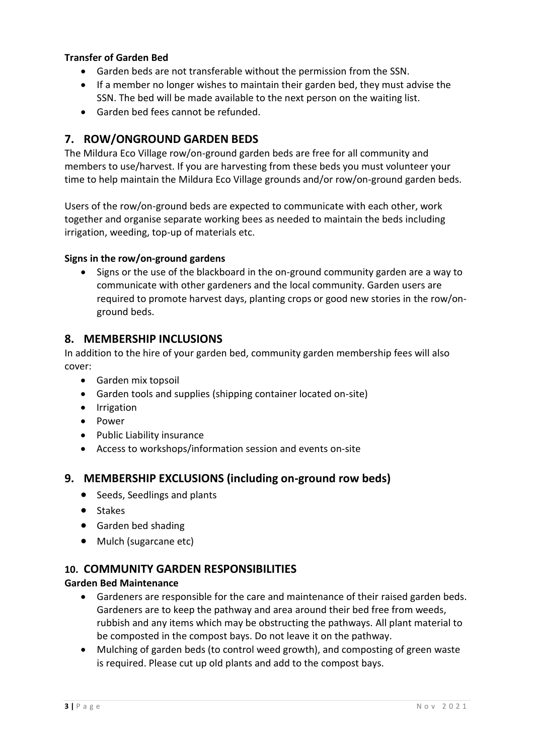**Transfer of Garden Bed**

- Garden beds are not transferable without the permission from the SSN.
- If a member no longer wishes to maintain their garden bed, they must advise the SSN. The bed will be made available to the next person on the waiting list.
- Garden bed fees cannot be refunded.

## 7. ROW/ONGROUND GARDEN BEDS

The Mildura Eco Village row/on-ground garden beds are free for all community and members to use/harvest. If you are harvesting from these beds you must volunteer your time to help maintain the Mildura Eco Village grounds and/or row/on-ground garden beds.

Users of the row/on-ground beds are expected to communicate with each other, work together and organise separate working bees as needed to maintain the beds including irrigation, weeding, top-up of materials etc.

**Signs in the row/on-ground gardens**

- Signs or the use of the blackboard in the on-ground community garden are a way to communicate with other gardeners and the local community. Garden users are required to promote harvest days, planting crops or good new stories in the row/on-ground beds.

## 8. MEMBERSHIP INCLUSIONS

In addition to the hire of your garden bed, community garden membership fees will also cover:

- Garden mix topsoil
- Garden tools and supplies (shipping container located on-site)
- Irrigation
- Power
- Public Liability insurance
- Access to workshops/information session and events on-site

## 9. MEMBERSHIP EXCLUSIONS (including on-ground row beds)

- Seeds, Seedlings and plants
- Stakes
- Garden bed shading
- Mulch (sugarcane etc)

## 10. COMMUNITY GARDEN RESPONSIBILITIES

**Garden Bed Maintenance**

- Gardeners are responsible for the care and maintenance of their raised garden beds. Gardeners are to keep the pathway and area around their bed free from weeds, rubbish and any items which may be obstructing the pathways. All plant material to be composted in the compost bays. Do not leave it on the pathway.
- Mulching of garden beds (to control weed growth), and composting of green waste is required. Please cut up old plants and add to the compost bays.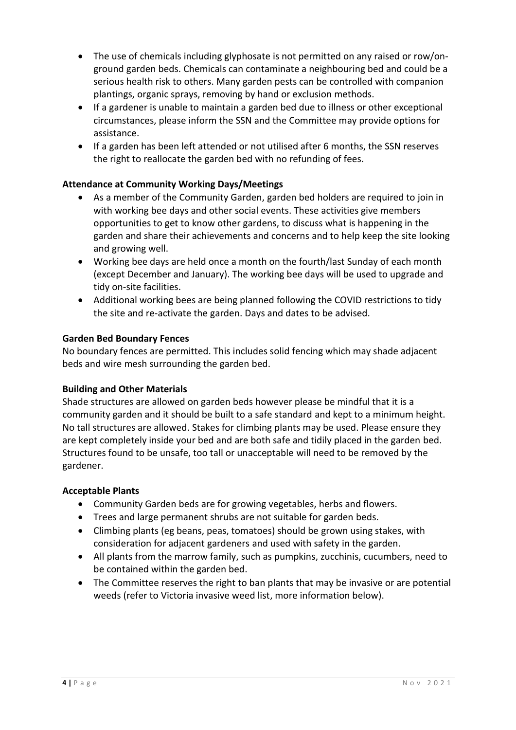- The use of chemicals including glyphosate is not permitted on any raised or row/on-ground garden beds. Chemicals can contaminate a neighbouring bed and could be a serious health risk to others. Many garden pests can be controlled with companion plantings, organic sprays, removing by hand or exclusion methods.
- If a gardener is unable to maintain a garden bed due to illness or other exceptional circumstances, please inform the SSN and the Committee may provide options for assistance.
- If a garden has been left attended or not utilised after 6 months, the SSN reserves the right to reallocate the garden bed with no refunding of fees.

**Attendance at Community Working Days/Meetings**

- As a member of the Community Garden, garden bed holders are required to join in with working bee days and other social events. These activities give members opportunities to get to know other gardens, to discuss what is happening in the garden and share their achievements and concerns and to help keep the site looking and growing well.
- Working bee days are held once a month on the fourth/last Sunday of each month (except December and January). The working bee days will be used to upgrade and tidy on-site facilities.
- Additional working bees are being planned following the COVID restrictions to tidy the site and re-activate the garden. Days and dates to be advised.

**Garden Bed Boundary Fences**

No boundary fences are permitted. This includes solid fencing which may shade adjacent beds and wire mesh surrounding the garden bed.

**Building and Other Materials**

Shade structures are allowed on garden beds however please be mindful that it is a community garden and it should be built to a safe standard and kept to a minimum height. No tall structures are allowed. Stakes for climbing plants may be used. Please ensure they are kept completely inside your bed and are both safe and tidily placed in the garden bed. Structures found to be unsafe, too tall or unacceptable will need to be removed by the gardener.

**Acceptable Plants**

- Community Garden beds are for growing vegetables, herbs and flowers.
- Trees and large permanent shrubs are not suitable for garden beds.
- Climbing plants (eg beans, peas, tomatoes) should be grown using stakes, with consideration for adjacent gardeners and used with safety in the garden.
- All plants from the marrow family, such as pumpkins, zucchinis, cucumbers, need to be contained within the garden bed.
- The Committee reserves the right to ban plants that may be invasive or are potential weeds (refer to Victoria invasive weed list, more information below).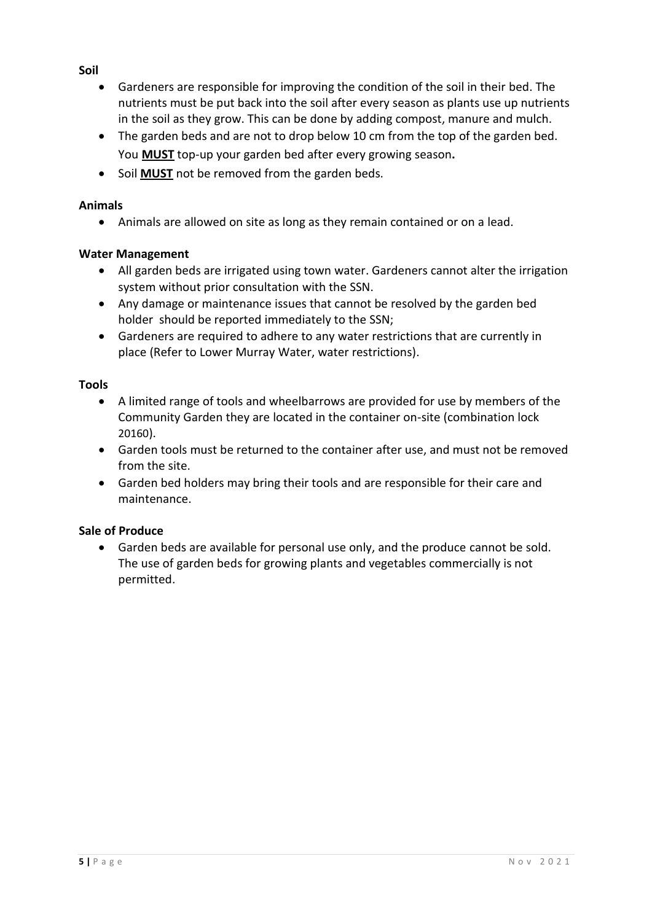**Soil**

- Gardeners are responsible for improving the condition of the soil in their bed. The nutrients must be put back into the soil after every season as plants use up nutrients in the soil as they grow. This can be done by adding compost, manure and mulch.
- The garden beds and are not to drop below 10 cm from the top of the garden bed. You **MUST** top-up your garden bed after every growing season**.**
- Soil **MUST** not be removed from the garden beds.

**Animals**

- Animals are allowed on site as long as they remain contained or on a lead.

**Water Management**

- All garden beds are irrigated using town water. Gardeners cannot alter the irrigation system without prior consultation with the SSN.
- Any damage or maintenance issues that cannot be resolved by the garden bed holder should be reported immediately to the SSN;
- Gardeners are required to adhere to any water restrictions that are currently in place (Refer to Lower Murray Water, water restrictions).

**Tools**

- A limited range of tools and wheelbarrows are provided for use by members of the Community Garden they are located in the container on-site (combination lock 20160).
- Garden tools must be returned to the container after use, and must not be removed from the site.
- Garden bed holders may bring their tools and are responsible for their care and maintenance.

**Sale of Produce**

- Garden beds are available for personal use only, and the produce cannot be sold. The use of garden beds for growing plants and vegetables commercially is not permitted.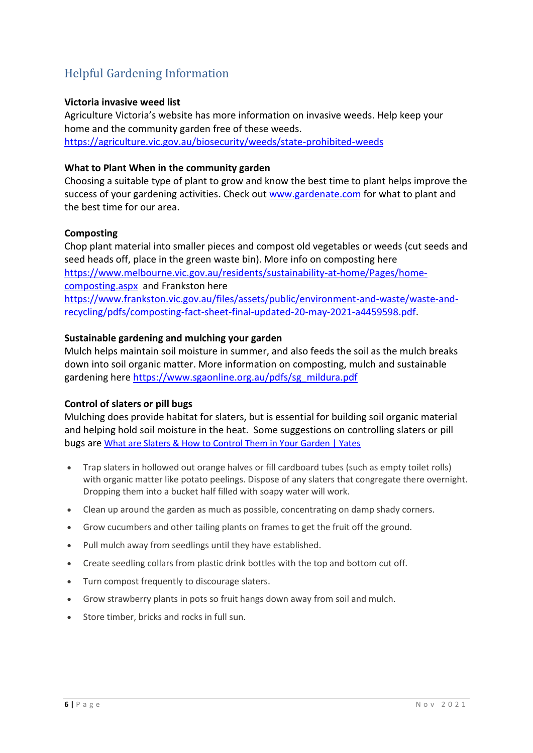## Helpful Gardening Information

**Victoria invasive weed list**
Agriculture Victoria's website has more information on invasive weeds. Help keep your home and the community garden free of these weeds.
https://agriculture.vic.gov.au/biosecurity/weeds/state-prohibited-weeds

**What to Plant When in the community garden**
Choosing a suitable type of plant to grow and know the best time to plant helps improve the success of your gardening activities. Check out www.gardenate.com for what to plant and the best time for our area.

**Composting**
Chop plant material into smaller pieces and compost old vegetables or weeds (cut seeds and seed heads off, place in the green waste bin). More info on composting here https://www.melbourne.vic.gov.au/residents/sustainability-at-home/Pages/home-composting.aspx and Frankston here https://www.frankston.vic.gov.au/files/assets/public/environment-and-waste/waste-and-recycling/pdfs/composting-fact-sheet-final-updated-20-may-2021-a4459598.pdf.

**Sustainable gardening and mulching your garden**
Mulch helps maintain soil moisture in summer, and also feeds the soil as the mulch breaks down into soil organic matter. More information on composting, mulch and sustainable gardening here https://www.sgaonline.org.au/pdfs/sg_mildura.pdf

**Control of slaters or pill bugs**
Mulching does provide habitat for slaters, but is essential for building soil organic material and helping hold soil moisture in the heat. Some suggestions on controlling slaters or pill bugs are What are Slaters & How to Control Them in Your Garden | Yates

- Trap slaters in hollowed out orange halves or fill cardboard tubes (such as empty toilet rolls) with organic matter like potato peelings. Dispose of any slaters that congregate there overnight. Dropping them into a bucket half filled with soapy water will work.
- Clean up around the garden as much as possible, concentrating on damp shady corners.
- Grow cucumbers and other tailing plants on frames to get the fruit off the ground.
- Pull mulch away from seedlings until they have established.
- Create seedling collars from plastic drink bottles with the top and bottom cut off.
- Turn compost frequently to discourage slaters.
- Grow strawberry plants in pots so fruit hangs down away from soil and mulch.
- Store timber, bricks and rocks in full sun.